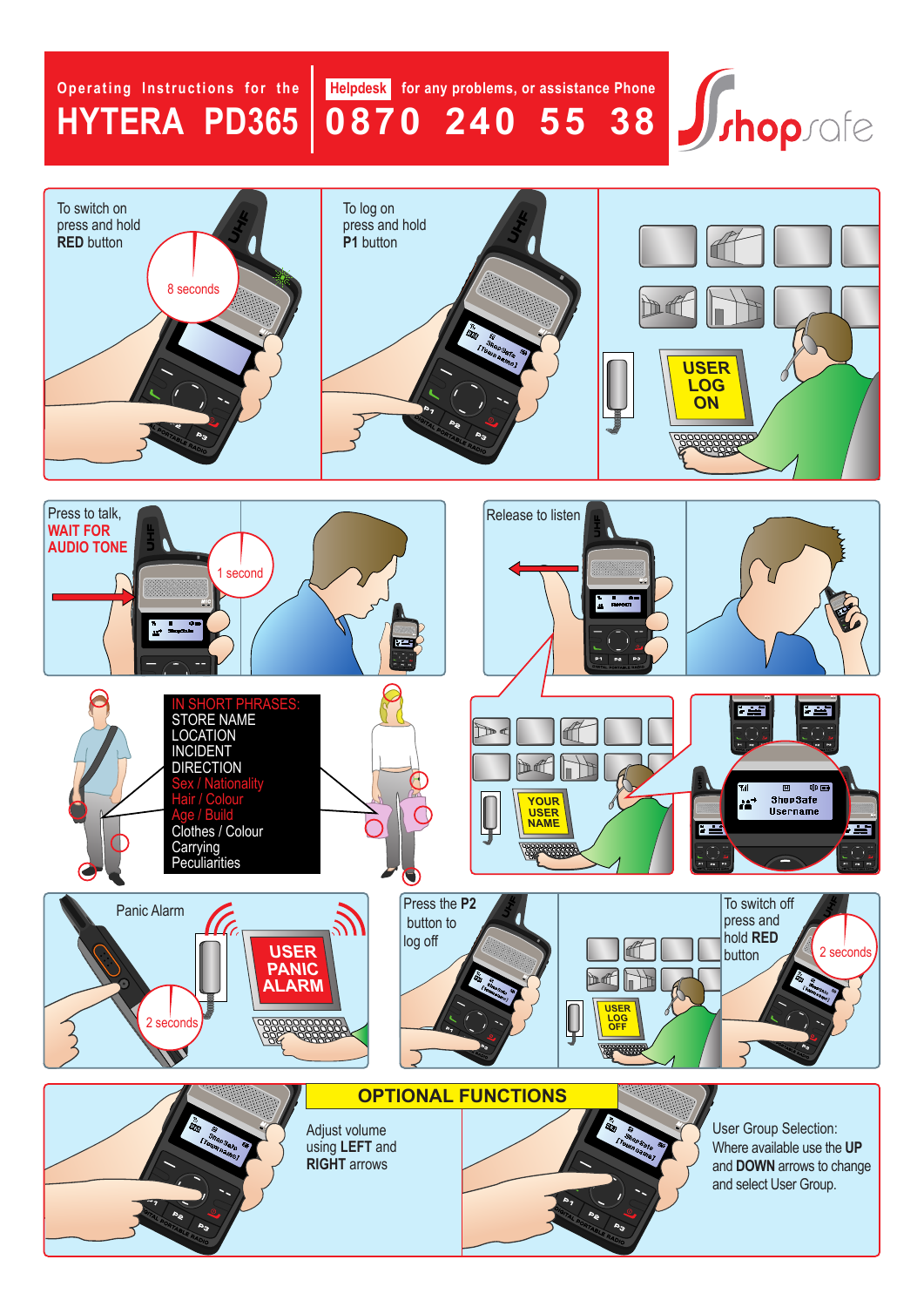# Operating Instructions for the HYTERA PD365

**Helpdesk** for any problems, or assistance Phone **0870 240 55 38**

shopsafe

To switch on press and hold **RED** button

8 seconds

To log on press and hold **P1** button

USER LOG ON

Press to talk, **WAIT FOR AUDIO TONE**

1 second

Release to listen

YOUR USER NAME

ShopSafe Username

**IN SHORT PHRASES:**

- STORE NAME
- LOCATION
- INCIDENT
- DIRECTION
- Sex / Nationality
- Hair / Colour
- Age / Build
- Clothes / Colour
- Carrying
- Peculiarities

Panic Alarm

2 seconds

USER PANIC ALARM

Press the **P2** button to log off

USER LOG OFF

To switch off press and hold **RED** button

2 seconds

## OPTIONAL FUNCTIONS

Adjust volume using **LEFT** and **RIGHT** arrows

User Group Selection: Where available use the **UP** and **DOWN** arrows to change and select User Group.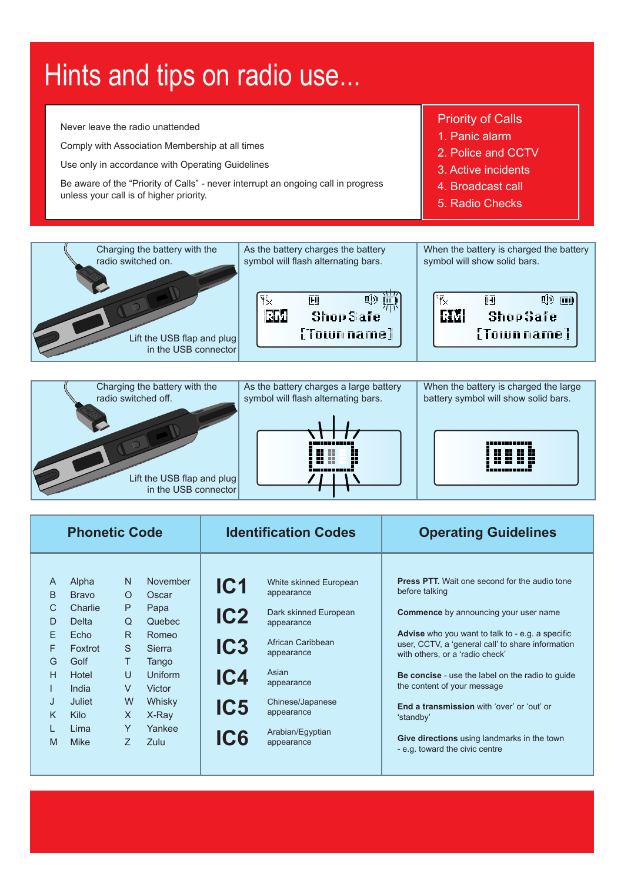# Hints and tips on radio use...

Never leave the radio unattended

Comply with Association Membership at all times

Use only in accordance with Operating Guidelines

Be aware of the “Priority of Calls” - never interrupt an ongoing call in progress unless your call is of higher priority.

## Priority of Calls

1. Panic alarm
2. Police and CCTV
3. Active incidents
4. Broadcast call
5. Radio Checks

Charging the battery with the radio switched on.

Lift the USB flap and plug in the USB connector

As the battery charges the battery symbol will flash alternating bars.

ShopSafe
[Town name]

When the battery is charged the battery symbol will show solid bars.

ShopSafe
[Town name]

Charging the battery with the radio switched off.

Lift the USB flap and plug in the USB connector

As the battery charges a large battery symbol will flash alternating bars.

When the battery is charged the large battery symbol will show solid bars.

## Phonetic Code

| | | | | | |
|---|---|---|---|---|---|
| A | Alpha | | N | November | |
| B | Bravo | | O | Oscar | |
| C | Charlie | | P | Papa | |
| D | Delta | | Q | Quebec | |
| E | Echo | | R | Romeo | |
| F | Foxtrot | | S | Sierra | |
| G | Golf | | T | Tango | |
| H | Hotel | | U | Uniform | |
| I | India | | V | Victor | |
| J | Juliet | | W | Whisky | |
| K | Kilo | | X | X-Ray | |
| L | Lima | | Y | Yankee | |
| M | Mike | | Z | Zulu | |

## Identification Codes

| | |
|---|---|
| **IC1** | White skinned European appearance |
| **IC2** | Dark skinned European appearance |
| **IC3** | African Caribbean appearance |
| **IC4** | Asian appearance |
| **IC5** | Chinese/Japanese appearance |
| **IC6** | Arabian/Egyptian appearance |

## Operating Guidelines

**Press PTT.** Wait one second for the audio tone before talking

**Commence** by announcing your user name

**Advise** who you want to talk to - e.g. a specific user, CCTV, a ‘general call’ to share information with others, or a ‘radio check’

**Be concise** - use the label on the radio to guide the content of your message

**End a transmission** with ‘over’ or ‘out’ or ‘standby’

**Give directions** using landmarks in the town - e.g. toward the civic centre